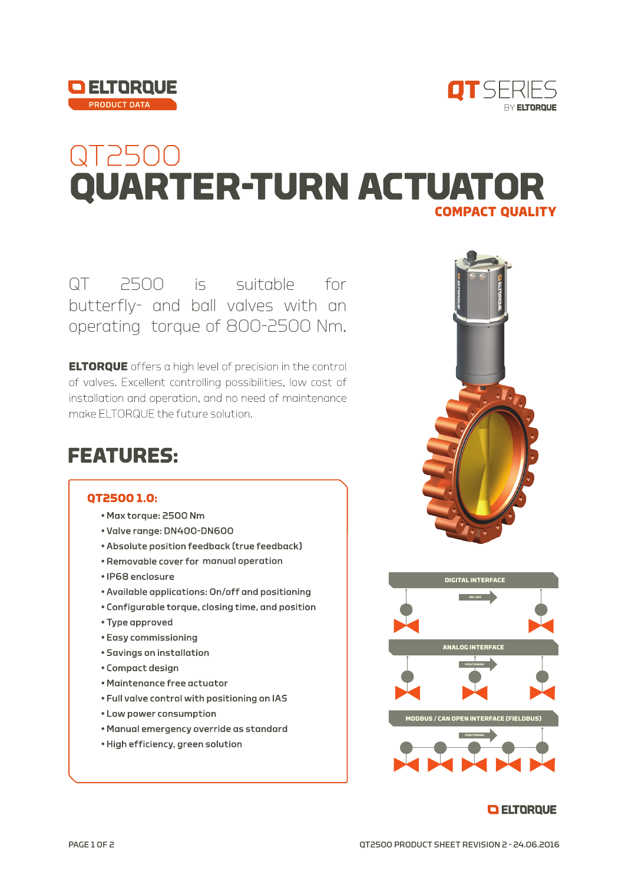ELTORQUE PRODUCT DATA

QT SERIES BY ELTORQUE

# QT2500
# QUARTER-TURN ACTUATOR
## COMPACT QUALITY

QT 2500 is suitable for butterfly- and ball valves with an operating torque of 800-2500 Nm.

**ELTORQUE** offers a high level of precision in the control of valves. Excellent controlling possibilities, low cost of installation and operation, and no need of maintenance make ELTORQUE the future solution.

## FEATURES:

### QT2500 1.0:

- Max torque: 2500 Nm
- Valve range: DN400-DN600
- Absolute position feedback (true feedback)
- Removable cover for manual operation
- IP68 enclosure
- Available applications: On/off and positioning
- Configurable torque, closing time, and position
- Type approved
- Easy commissioning
- Savings on installation
- Compact design
- Maintenance free actuator
- Full valve control with positioning on IAS
- Low power consumption
- Manual emergency override as standard
- High efficiency, green solution

DIGITAL INTERFACE

ON / OFF

ANALOG INTERFACE

POSITIONING

MODBUS / CAN OPEN INTERFACE (FIELDBUS)

POSITIONING

ELTORQUE

QT2500 PRODUCT SHEET REVISION 2 - 24.06.2016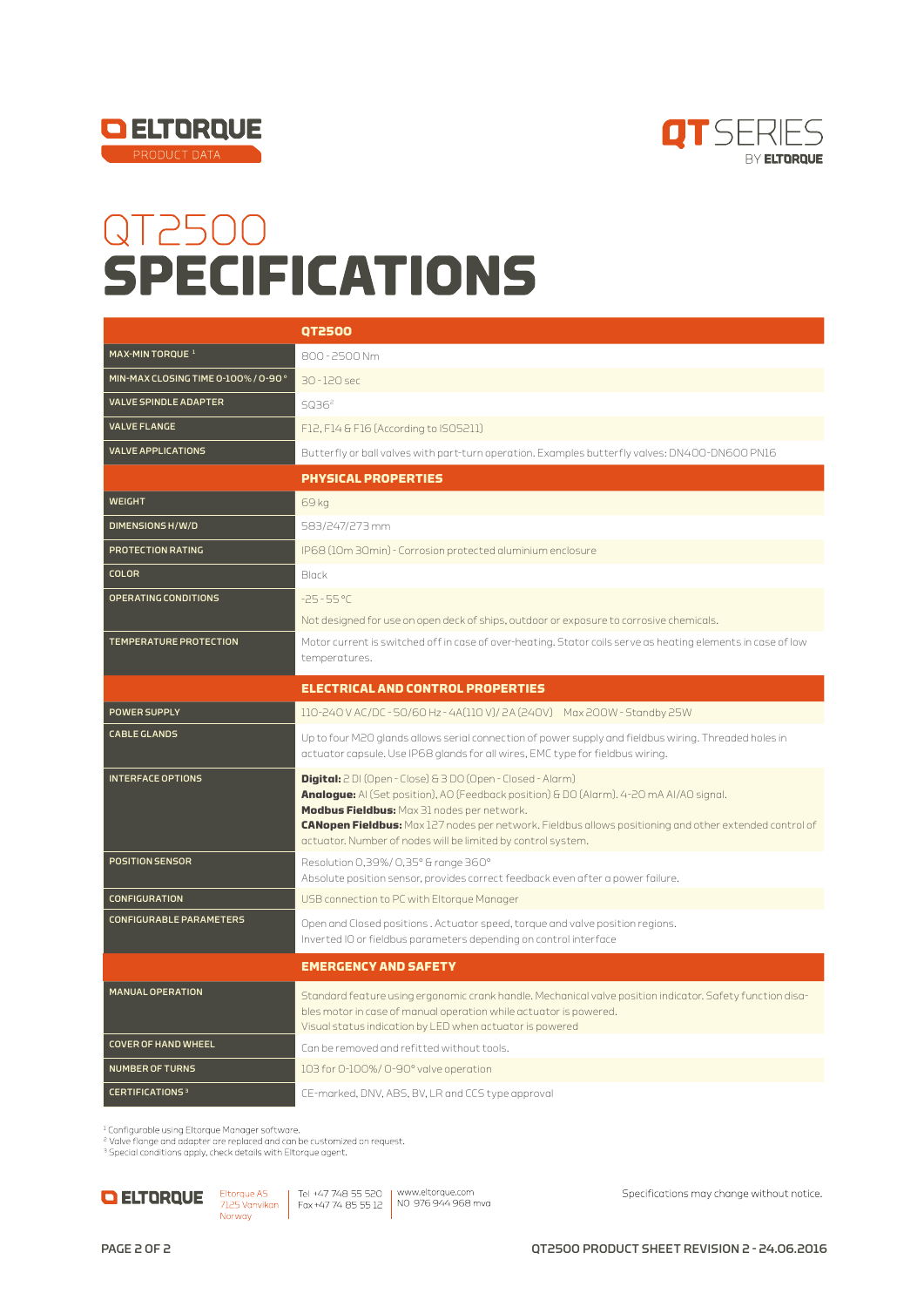ELTORQUE PRODUCT DATA

QT SERIES BY ELTORQUE

# QT2500 SPECIFICATIONS

| | QT2500 |
|---|---|
| MAX-MIN TORQUE [1] | 800 - 2500 Nm |
| MIN-MAX CLOSING TIME 0-100% / 0-90° | 30 - 120 sec |
| VALVE SPINDLE ADAPTER | SQ36[2] |
| VALVE FLANGE | F12, F14 & F16 (According to ISO5211) |
| VALVE APPLICATIONS | Butterfly or ball valves with part-turn operation. Examples butterfly valves: DN400-DN600 PN16 |
| | **PHYSICAL PROPERTIES** |
| WEIGHT | 69 kg |
| DIMENSIONS H/W/D | 583/247/273 mm |
| PROTECTION RATING | IP68 (10m 30min) - Corrosion protected aluminium enclosure |
| COLOR | Black |
| OPERATING CONDITIONS | -25 - 55 °C<br>Not designed for use on open deck of ships, outdoor or exposure to corrosive chemicals. |
| TEMPERATURE PROTECTION | Motor current is switched off in case of over-heating. Stator coils serve as heating elements in case of low temperatures. |
| | **ELECTRICAL AND CONTROL PROPERTIES** |
| POWER SUPPLY | 110-240 V AC/DC - 50/60 Hz - 4A(110 V)/ 2A (240V) Max 200W - Standby 25W |
| CABLE GLANDS | Up to four M20 glands allows serial connection of power supply and fieldbus wiring. Threaded holes in actuator capsule. Use IP68 glands for all wires, EMC type for fieldbus wiring. |
| INTERFACE OPTIONS | **Digital:** 2 DI (Open - Close) & 3 DO (Open - Closed - Alarm)<br>**Analogue:** AI (Set position), AO (Feedback position) & DO (Alarm). 4-20 mA AI/AO signal.<br>**Modbus Fieldbus:** Max 31 nodes per network.<br>**CANopen Fieldbus:** Max 127 nodes per network. Fieldbus allows positioning and other extended control of actuator. Number of nodes will be limited by control system. |
| POSITION SENSOR | Resolution 0,39%/ 0,35° & range 360°<br>Absolute position sensor, provides correct feedback even after a power failure. |
| CONFIGURATION | USB connection to PC with Eltorque Manager |
| CONFIGURABLE PARAMETERS | Open and Closed positions . Actuator speed, torque and valve position regions.<br>Inverted IO or fieldbus parameters depending on control interface |
| | **EMERGENCY AND SAFETY** |
| MANUAL OPERATION | Standard feature using ergonomic crank handle. Mechanical valve position indicator. Safety function disables motor in case of manual operation while actuator is powered.<br>Visual status indication by LED when actuator is powered |
| COVER OF HAND WHEEL | Can be removed and refitted without tools. |
| NUMBER OF TURNS | 103 for 0-100%/ 0-90° valve operation |
| CERTIFICATIONS [3] | CE-marked, DNV, ABS, BV, LR and CCS type approval |

[1] Configurable using Eltorque Manager software.
[2] Valve flange and adapter are replaced and can be customized on request.
[3] Special conditions apply, check details with Eltorque agent.

ELTORQUE | Eltorque AS, 7125 Vanvikan, Norway | Tel +47 748 55 520, Fax +47 74 85 55 12 | www.eltorque.com, NO 976 944 968 mva

Specifications may change without notice.

QT2500 PRODUCT SHEET REVISION 2 - 24.06.2016